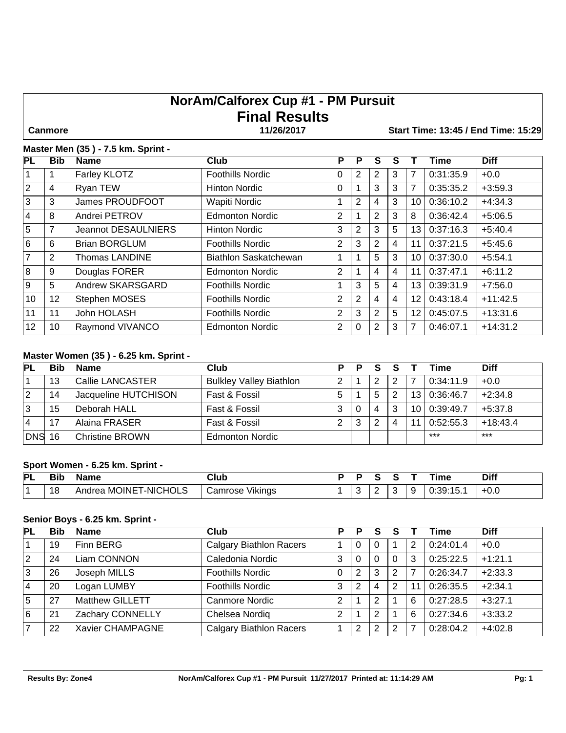# NorAm/Calforex Cup #1 - PM Pursuit
# Final Results

**Canmore** | **11/26/2017** | **Start Time: 13:45 / End Time: 15:29**

### Master Men (35 ) - 7.5 km. Sprint -

| PL | Bib | Name | Club | P | P | S | S | T | Time | Diff |
|---|---|---|---|---|---|---|---|---|---|---|
| 1 | 1 | Farley KLOTZ | Foothills Nordic | 0 | 2 | 2 | 3 | 7 | 0:31:35.9 | +0.0 |
| 2 | 4 | Ryan TEW | Hinton Nordic | 0 | 1 | 3 | 3 | 7 | 0:35:35.2 | +3:59.3 |
| 3 | 3 | James PROUDFOOT | Wapiti Nordic | 1 | 2 | 4 | 3 | 10 | 0:36:10.2 | +4:34.3 |
| 4 | 8 | Andrei PETROV | Edmonton Nordic | 2 | 1 | 2 | 3 | 8 | 0:36:42.4 | +5:06.5 |
| 5 | 7 | Jeannot DESAULNIERS | Hinton Nordic | 3 | 2 | 3 | 5 | 13 | 0:37:16.3 | +5:40.4 |
| 6 | 6 | Brian BORGLUM | Foothills Nordic | 2 | 3 | 2 | 4 | 11 | 0:37:21.5 | +5:45.6 |
| 7 | 2 | Thomas LANDINE | Biathlon Saskatchewan | 1 | 1 | 5 | 3 | 10 | 0:37:30.0 | +5:54.1 |
| 8 | 9 | Douglas FORER | Edmonton Nordic | 2 | 1 | 4 | 4 | 11 | 0:37:47.1 | +6:11.2 |
| 9 | 5 | Andrew SKARSGARD | Foothills Nordic | 1 | 3 | 5 | 4 | 13 | 0:39:31.9 | +7:56.0 |
| 10 | 12 | Stephen MOSES | Foothills Nordic | 2 | 2 | 4 | 4 | 12 | 0:43:18.4 | +11:42.5 |
| 11 | 11 | John HOLASH | Foothills Nordic | 2 | 3 | 2 | 5 | 12 | 0:45:07.5 | +13:31.6 |
| 12 | 10 | Raymond VIVANCO | Edmonton Nordic | 2 | 0 | 2 | 3 | 7 | 0:46:07.1 | +14:31.2 |

### Master Women (35 ) - 6.25 km. Sprint -

| PL | Bib | Name | Club | P | P | S | S | T | Time | Diff |
|---|---|---|---|---|---|---|---|---|---|---|
| 1 | 13 | Callie LANCASTER | Bulkley Valley Biathlon | 2 | 1 | 2 | 2 | 7 | 0:34:11.9 | +0.0 |
| 2 | 14 | Jacqueline HUTCHISON | Fast & Fossil | 5 | 1 | 5 | 2 | 13 | 0:36:46.7 | +2:34.8 |
| 3 | 15 | Deborah HALL | Fast & Fossil | 3 | 0 | 4 | 3 | 10 | 0:39:49.7 | +5:37.8 |
| 4 | 17 | Alaina FRASER | Fast & Fossil | 2 | 3 | 2 | 4 | 11 | 0:52:55.3 | +18:43.4 |
| DNS | 16 | Christine BROWN | Edmonton Nordic | | | | | | *** | *** |

### Sport Women - 6.25 km. Sprint -

| PL | Bib | Name | Club | P | P | S | S | T | Time | Diff |
|---|---|---|---|---|---|---|---|---|---|---|
| 1 | 18 | Andrea MOINET-NICHOLS | Camrose Vikings | 1 | 3 | 2 | 3 | 9 | 0:39:15.1 | +0.0 |

### Senior Boys - 6.25 km. Sprint -

| PL | Bib | Name | Club | P | P | S | S | T | Time | Diff |
|---|---|---|---|---|---|---|---|---|---|---|
| 1 | 19 | Finn BERG | Calgary Biathlon Racers | 1 | 0 | 0 | 1 | 2 | 0:24:01.4 | +0.0 |
| 2 | 24 | Liam CONNON | Caledonia Nordic | 3 | 0 | 0 | 0 | 3 | 0:25:22.5 | +1:21.1 |
| 3 | 26 | Joseph MILLS | Foothills Nordic | 0 | 2 | 3 | 2 | 7 | 0:26:34.7 | +2:33.3 |
| 4 | 20 | Logan LUMBY | Foothills Nordic | 3 | 2 | 4 | 2 | 11 | 0:26:35.5 | +2:34.1 |
| 5 | 27 | Matthew GILLETT | Canmore Nordic | 2 | 1 | 2 | 1 | 6 | 0:27:28.5 | +3:27.1 |
| 6 | 21 | Zachary CONNELLY | Chelsea Nordiq | 2 | 1 | 2 | 1 | 6 | 0:27:34.6 | +3:33.2 |
| 7 | 22 | Xavier CHAMPAGNE | Calgary Biathlon Racers | 1 | 2 | 2 | 2 | 7 | 0:28:04.2 | +4:02.8 |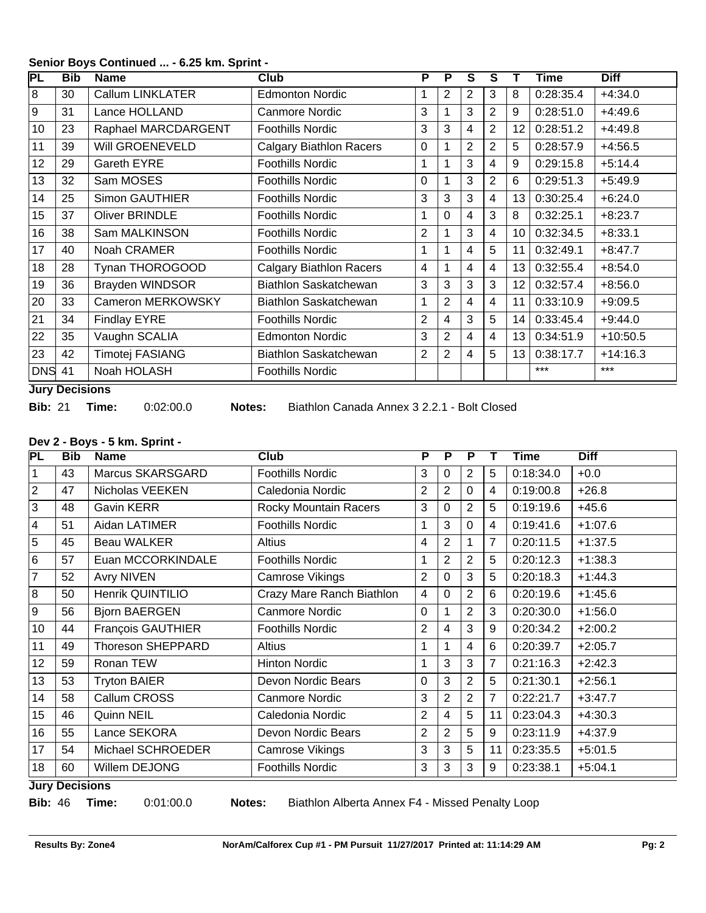**Senior Boys Continued ... - 6.25 km. Sprint -**

| PL | Bib | Name | Club | P | P | S | S | T | Time | Diff |
|---|---|---|---|---|---|---|---|---|---|---|
| 8 | 30 | Callum LINKLATER | Edmonton Nordic | 1 | 2 | 2 | 3 | 8 | 0:28:35.4 | +4:34.0 |
| 9 | 31 | Lance HOLLAND | Canmore Nordic | 3 | 1 | 3 | 2 | 9 | 0:28:51.0 | +4:49.6 |
| 10 | 23 | Raphael MARCDARGENT | Foothills Nordic | 3 | 3 | 4 | 2 | 12 | 0:28:51.2 | +4:49.8 |
| 11 | 39 | Will GROENEVELD | Calgary Biathlon Racers | 0 | 1 | 2 | 2 | 5 | 0:28:57.9 | +4:56.5 |
| 12 | 29 | Gareth EYRE | Foothills Nordic | 1 | 1 | 3 | 4 | 9 | 0:29:15.8 | +5:14.4 |
| 13 | 32 | Sam MOSES | Foothills Nordic | 0 | 1 | 3 | 2 | 6 | 0:29:51.3 | +5:49.9 |
| 14 | 25 | Simon GAUTHIER | Foothills Nordic | 3 | 3 | 3 | 4 | 13 | 0:30:25.4 | +6:24.0 |
| 15 | 37 | Oliver BRINDLE | Foothills Nordic | 1 | 0 | 4 | 3 | 8 | 0:32:25.1 | +8:23.7 |
| 16 | 38 | Sam MALKINSON | Foothills Nordic | 2 | 1 | 3 | 4 | 10 | 0:32:34.5 | +8:33.1 |
| 17 | 40 | Noah CRAMER | Foothills Nordic | 1 | 1 | 4 | 5 | 11 | 0:32:49.1 | +8:47.7 |
| 18 | 28 | Tynan THOROGOOD | Calgary Biathlon Racers | 4 | 1 | 4 | 4 | 13 | 0:32:55.4 | +8:54.0 |
| 19 | 36 | Brayden WINDSOR | Biathlon Saskatchewan | 3 | 3 | 3 | 3 | 12 | 0:32:57.4 | +8:56.0 |
| 20 | 33 | Cameron MERKOWSKY | Biathlon Saskatchewan | 1 | 2 | 4 | 4 | 11 | 0:33:10.9 | +9:09.5 |
| 21 | 34 | Findlay EYRE | Foothills Nordic | 2 | 4 | 3 | 5 | 14 | 0:33:45.4 | +9:44.0 |
| 22 | 35 | Vaughn SCALIA | Edmonton Nordic | 3 | 2 | 4 | 4 | 13 | 0:34:51.9 | +10:50.5 |
| 23 | 42 | Timotej FASIANG | Biathlon Saskatchewan | 2 | 2 | 4 | 5 | 13 | 0:38:17.7 | +14:16.3 |
| DNS | 41 | Noah HOLASH | Foothills Nordic | | | | | | *** | *** |

**Jury Decisions**

**Bib:** 21 **Time:** 0:02:00.0 **Notes:** Biathlon Canada Annex 3 2.2.1 - Bolt Closed

**Dev 2 - Boys - 5 km. Sprint -**

| PL | Bib | Name | Club | P | P | P | T | Time | Diff |
|---|---|---|---|---|---|---|---|---|---|
| 1 | 43 | Marcus SKARSGARD | Foothills Nordic | 3 | 0 | 2 | 5 | 0:18:34.0 | +0.0 |
| 2 | 47 | Nicholas VEEKEN | Caledonia Nordic | 2 | 2 | 0 | 4 | 0:19:00.8 | +26.8 |
| 3 | 48 | Gavin KERR | Rocky Mountain Racers | 3 | 0 | 2 | 5 | 0:19:19.6 | +45.6 |
| 4 | 51 | Aidan LATIMER | Foothills Nordic | 1 | 3 | 0 | 4 | 0:19:41.6 | +1:07.6 |
| 5 | 45 | Beau WALKER | Altius | 4 | 2 | 1 | 7 | 0:20:11.5 | +1:37.5 |
| 6 | 57 | Euan MCCORKINDALE | Foothills Nordic | 1 | 2 | 2 | 5 | 0:20:12.3 | +1:38.3 |
| 7 | 52 | Avry NIVEN | Camrose Vikings | 2 | 0 | 3 | 5 | 0:20:18.3 | +1:44.3 |
| 8 | 50 | Henrik QUINTILIO | Crazy Mare Ranch Biathlon | 4 | 0 | 2 | 6 | 0:20:19.6 | +1:45.6 |
| 9 | 56 | Bjorn BAERGEN | Canmore Nordic | 0 | 1 | 2 | 3 | 0:20:30.0 | +1:56.0 |
| 10 | 44 | François GAUTHIER | Foothills Nordic | 2 | 4 | 3 | 9 | 0:20:34.2 | +2:00.2 |
| 11 | 49 | Thoreson SHEPPARD | Altius | 1 | 1 | 4 | 6 | 0:20:39.7 | +2:05.7 |
| 12 | 59 | Ronan TEW | Hinton Nordic | 1 | 3 | 3 | 7 | 0:21:16.3 | +2:42.3 |
| 13 | 53 | Tryton BAIER | Devon Nordic Bears | 0 | 3 | 2 | 5 | 0:21:30.1 | +2:56.1 |
| 14 | 58 | Callum CROSS | Canmore Nordic | 3 | 2 | 2 | 7 | 0:22:21.7 | +3:47.7 |
| 15 | 46 | Quinn NEIL | Caledonia Nordic | 2 | 4 | 5 | 11 | 0:23:04.3 | +4:30.3 |
| 16 | 55 | Lance SEKORA | Devon Nordic Bears | 2 | 2 | 5 | 9 | 0:23:11.9 | +4:37.9 |
| 17 | 54 | Michael SCHROEDER | Camrose Vikings | 3 | 3 | 5 | 11 | 0:23:35.5 | +5:01.5 |
| 18 | 60 | Willem DEJONG | Foothills Nordic | 3 | 3 | 3 | 9 | 0:23:38.1 | +5:04.1 |

**Jury Decisions**

**Bib:** 46 **Time:** 0:01:00.0 **Notes:** Biathlon Alberta Annex F4 - Missed Penalty Loop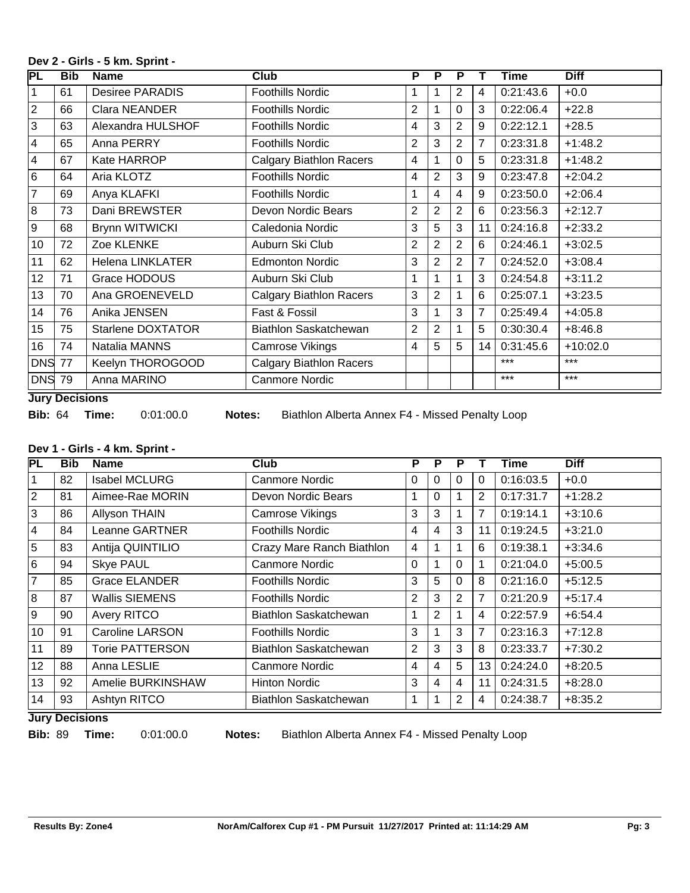### Dev 2 - Girls - 5 km. Sprint -

| PL | Bib | Name | Club | P | P | P | T | Time | Diff |
|---|---|---|---|---|---|---|---|---|---|
| 1 | 61 | Desiree PARADIS | Foothills Nordic | 1 | 1 | 2 | 4 | 0:21:43.6 | +0.0 |
| 2 | 66 | Clara NEANDER | Foothills Nordic | 2 | 1 | 0 | 3 | 0:22:06.4 | +22.8 |
| 3 | 63 | Alexandra HULSHOF | Foothills Nordic | 4 | 3 | 2 | 9 | 0:22:12.1 | +28.5 |
| 4 | 65 | Anna PERRY | Foothills Nordic | 2 | 3 | 2 | 7 | 0:23:31.8 | +1:48.2 |
| 4 | 67 | Kate HARROP | Calgary Biathlon Racers | 4 | 1 | 0 | 5 | 0:23:31.8 | +1:48.2 |
| 6 | 64 | Aria KLOTZ | Foothills Nordic | 4 | 2 | 3 | 9 | 0:23:47.8 | +2:04.2 |
| 7 | 69 | Anya KLAFKI | Foothills Nordic | 1 | 4 | 4 | 9 | 0:23:50.0 | +2:06.4 |
| 8 | 73 | Dani BREWSTER | Devon Nordic Bears | 2 | 2 | 2 | 6 | 0:23:56.3 | +2:12.7 |
| 9 | 68 | Brynn WITWICKI | Caledonia Nordic | 3 | 5 | 3 | 11 | 0:24:16.8 | +2:33.2 |
| 10 | 72 | Zoe KLENKE | Auburn Ski Club | 2 | 2 | 2 | 6 | 0:24:46.1 | +3:02.5 |
| 11 | 62 | Helena LINKLATER | Edmonton Nordic | 3 | 2 | 2 | 7 | 0:24:52.0 | +3:08.4 |
| 12 | 71 | Grace HODOUS | Auburn Ski Club | 1 | 1 | 1 | 3 | 0:24:54.8 | +3:11.2 |
| 13 | 70 | Ana GROENEVELD | Calgary Biathlon Racers | 3 | 2 | 1 | 6 | 0:25:07.1 | +3:23.5 |
| 14 | 76 | Anika JENSEN | Fast & Fossil | 3 | 1 | 3 | 7 | 0:25:49.4 | +4:05.8 |
| 15 | 75 | Starlene DOXTATOR | Biathlon Saskatchewan | 2 | 2 | 1 | 5 | 0:30:30.4 | +8:46.8 |
| 16 | 74 | Natalia MANNS | Camrose Vikings | 4 | 5 | 5 | 14 | 0:31:45.6 | +10:02.0 |
| DNS | 77 | Keelyn THOROGOOD | Calgary Biathlon Racers | | | | | *** | *** |
| DNS | 79 | Anna MARINO | Canmore Nordic | | | | | *** | *** |

**Jury Decisions**

**Bib:** 64 **Time:** 0:01:00.0 **Notes:** Biathlon Alberta Annex F4 - Missed Penalty Loop

### Dev 1 - Girls - 4 km. Sprint -

| PL | Bib | Name | Club | P | P | P | T | Time | Diff |
|---|---|---|---|---|---|---|---|---|---|
| 1 | 82 | Isabel MCLURG | Canmore Nordic | 0 | 0 | 0 | 0 | 0:16:03.5 | +0.0 |
| 2 | 81 | Aimee-Rae MORIN | Devon Nordic Bears | 1 | 0 | 1 | 2 | 0:17:31.7 | +1:28.2 |
| 3 | 86 | Allyson THAIN | Camrose Vikings | 3 | 3 | 1 | 7 | 0:19:14.1 | +3:10.6 |
| 4 | 84 | Leanne GARTNER | Foothills Nordic | 4 | 4 | 3 | 11 | 0:19:24.5 | +3:21.0 |
| 5 | 83 | Antija QUINTILIO | Crazy Mare Ranch Biathlon | 4 | 1 | 1 | 6 | 0:19:38.1 | +3:34.6 |
| 6 | 94 | Skye PAUL | Canmore Nordic | 0 | 1 | 0 | 1 | 0:21:04.0 | +5:00.5 |
| 7 | 85 | Grace ELANDER | Foothills Nordic | 3 | 5 | 0 | 8 | 0:21:16.0 | +5:12.5 |
| 8 | 87 | Wallis SIEMENS | Foothills Nordic | 2 | 3 | 2 | 7 | 0:21:20.9 | +5:17.4 |
| 9 | 90 | Avery RITCO | Biathlon Saskatchewan | 1 | 2 | 1 | 4 | 0:22:57.9 | +6:54.4 |
| 10 | 91 | Caroline LARSON | Foothills Nordic | 3 | 1 | 3 | 7 | 0:23:16.3 | +7:12.8 |
| 11 | 89 | Torie PATTERSON | Biathlon Saskatchewan | 2 | 3 | 3 | 8 | 0:23:33.7 | +7:30.2 |
| 12 | 88 | Anna LESLIE | Canmore Nordic | 4 | 4 | 5 | 13 | 0:24:24.0 | +8:20.5 |
| 13 | 92 | Amelie BURKINSHAW | Hinton Nordic | 3 | 4 | 4 | 11 | 0:24:31.5 | +8:28.0 |
| 14 | 93 | Ashtyn RITCO | Biathlon Saskatchewan | 1 | 1 | 2 | 4 | 0:24:38.7 | +8:35.2 |

**Jury Decisions**

**Bib:** 89 **Time:** 0:01:00.0 **Notes:** Biathlon Alberta Annex F4 - Missed Penalty Loop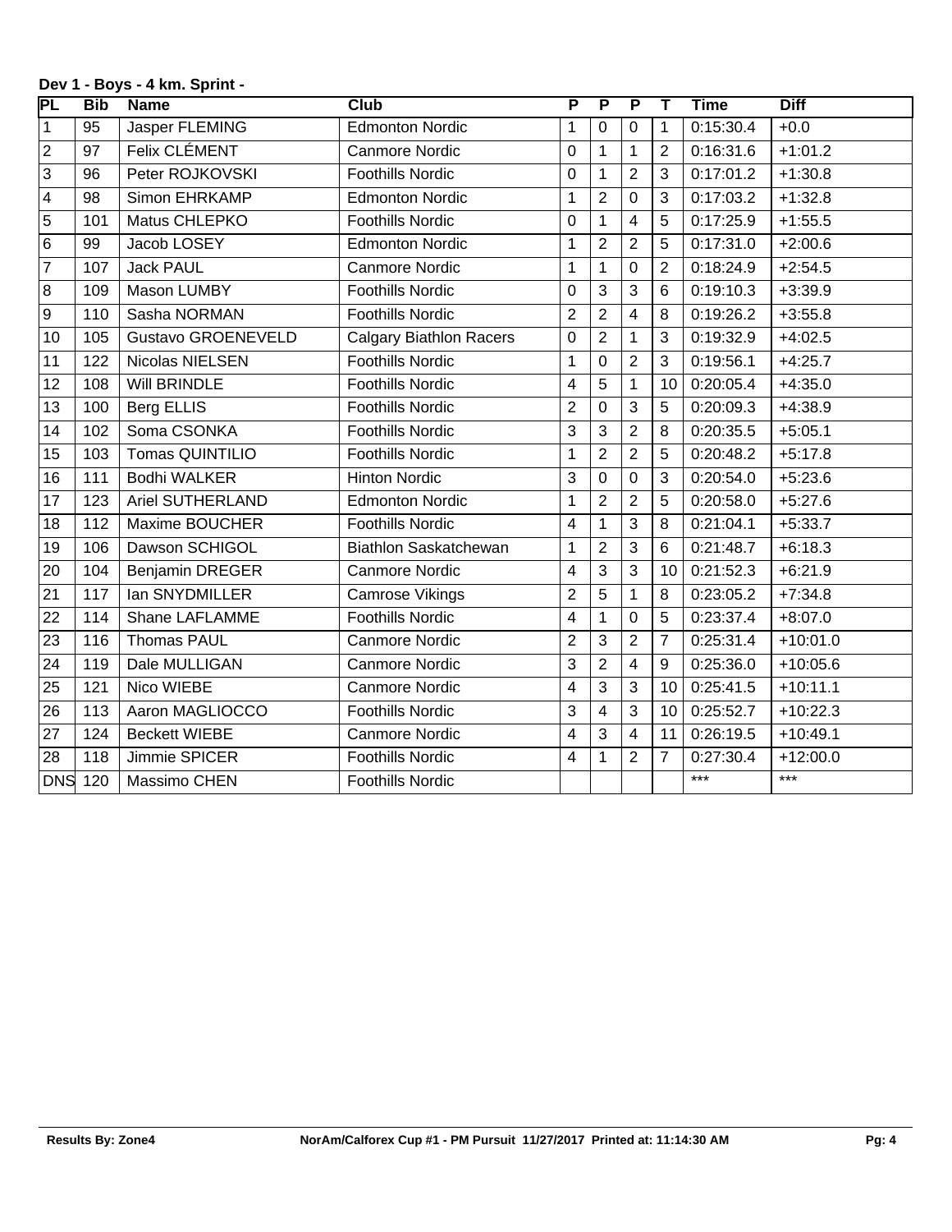**Dev 1 - Boys - 4 km. Sprint -**

| PL | Bib | Name | Club | P | P | P | T | Time | Diff |
|---|---|---|---|---|---|---|---|---|---|
| 1 | 95 | Jasper FLEMING | Edmonton Nordic | 1 | 0 | 0 | 1 | 0:15:30.4 | +0.0 |
| 2 | 97 | Felix CLÉMENT | Canmore Nordic | 0 | 1 | 1 | 2 | 0:16:31.6 | +1:01.2 |
| 3 | 96 | Peter ROJKOVSKI | Foothills Nordic | 0 | 1 | 2 | 3 | 0:17:01.2 | +1:30.8 |
| 4 | 98 | Simon EHRKAMP | Edmonton Nordic | 1 | 2 | 0 | 3 | 0:17:03.2 | +1:32.8 |
| 5 | 101 | Matus CHLEPKO | Foothills Nordic | 0 | 1 | 4 | 5 | 0:17:25.9 | +1:55.5 |
| 6 | 99 | Jacob LOSEY | Edmonton Nordic | 1 | 2 | 2 | 5 | 0:17:31.0 | +2:00.6 |
| 7 | 107 | Jack PAUL | Canmore Nordic | 1 | 1 | 0 | 2 | 0:18:24.9 | +2:54.5 |
| 8 | 109 | Mason LUMBY | Foothills Nordic | 0 | 3 | 3 | 6 | 0:19:10.3 | +3:39.9 |
| 9 | 110 | Sasha NORMAN | Foothills Nordic | 2 | 2 | 4 | 8 | 0:19:26.2 | +3:55.8 |
| 10 | 105 | Gustavo GROENEVELD | Calgary Biathlon Racers | 0 | 2 | 1 | 3 | 0:19:32.9 | +4:02.5 |
| 11 | 122 | Nicolas NIELSEN | Foothills Nordic | 1 | 0 | 2 | 3 | 0:19:56.1 | +4:25.7 |
| 12 | 108 | Will BRINDLE | Foothills Nordic | 4 | 5 | 1 | 10 | 0:20:05.4 | +4:35.0 |
| 13 | 100 | Berg ELLIS | Foothills Nordic | 2 | 0 | 3 | 5 | 0:20:09.3 | +4:38.9 |
| 14 | 102 | Soma CSONKA | Foothills Nordic | 3 | 3 | 2 | 8 | 0:20:35.5 | +5:05.1 |
| 15 | 103 | Tomas QUINTILIO | Foothills Nordic | 1 | 2 | 2 | 5 | 0:20:48.2 | +5:17.8 |
| 16 | 111 | Bodhi WALKER | Hinton Nordic | 3 | 0 | 0 | 3 | 0:20:54.0 | +5:23.6 |
| 17 | 123 | Ariel SUTHERLAND | Edmonton Nordic | 1 | 2 | 2 | 5 | 0:20:58.0 | +5:27.6 |
| 18 | 112 | Maxime BOUCHER | Foothills Nordic | 4 | 1 | 3 | 8 | 0:21:04.1 | +5:33.7 |
| 19 | 106 | Dawson SCHIGOL | Biathlon Saskatchewan | 1 | 2 | 3 | 6 | 0:21:48.7 | +6:18.3 |
| 20 | 104 | Benjamin DREGER | Canmore Nordic | 4 | 3 | 3 | 10 | 0:21:52.3 | +6:21.9 |
| 21 | 117 | Ian SNYDMILLER | Camrose Vikings | 2 | 5 | 1 | 8 | 0:23:05.2 | +7:34.8 |
| 22 | 114 | Shane LAFLAMME | Foothills Nordic | 4 | 1 | 0 | 5 | 0:23:37.4 | +8:07.0 |
| 23 | 116 | Thomas PAUL | Canmore Nordic | 2 | 3 | 2 | 7 | 0:25:31.4 | +10:01.0 |
| 24 | 119 | Dale MULLIGAN | Canmore Nordic | 3 | 2 | 4 | 9 | 0:25:36.0 | +10:05.6 |
| 25 | 121 | Nico WIEBE | Canmore Nordic | 4 | 3 | 3 | 10 | 0:25:41.5 | +10:11.1 |
| 26 | 113 | Aaron MAGLIOCCO | Foothills Nordic | 3 | 4 | 3 | 10 | 0:25:52.7 | +10:22.3 |
| 27 | 124 | Beckett WIEBE | Canmore Nordic | 4 | 3 | 4 | 11 | 0:26:19.5 | +10:49.1 |
| 28 | 118 | Jimmie SPICER | Foothills Nordic | 4 | 1 | 2 | 7 | 0:27:30.4 | +12:00.0 |
| DNS | 120 | Massimo CHEN | Foothills Nordic | | | | | *** | *** |

**Results By: Zone4** **NorAm/Calforex Cup #1 - PM Pursuit 11/27/2017 Printed at: 11:14:30 AM**